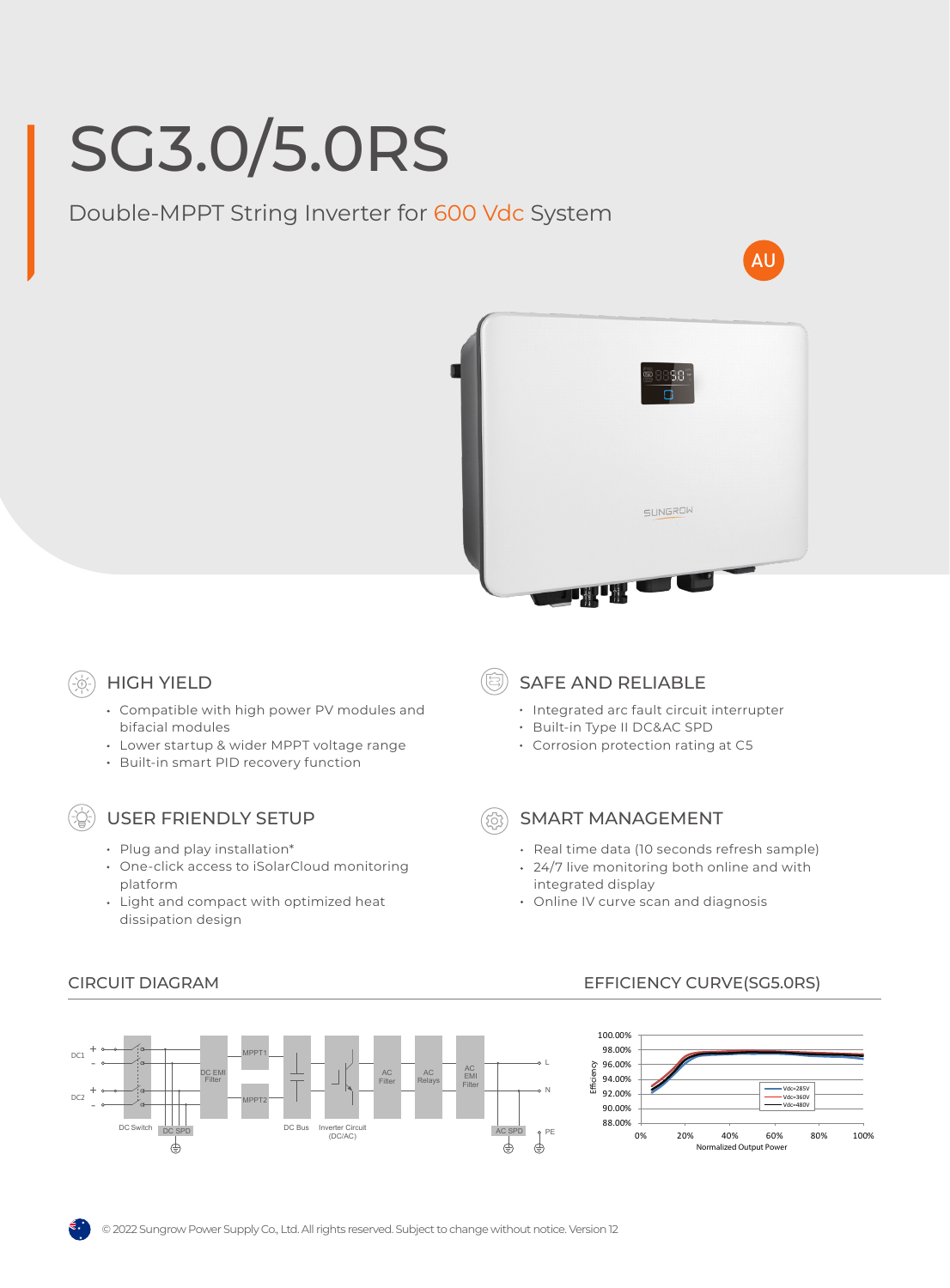# SG3.0/5.0RS

## Double-MPPT String Inverter for 600 Vdc System

AU

### HIGH YIELD

- Compatible with high power PV modules and bifacial modules
- Lower startup & wider MPPT voltage range
- Built-in smart PID recovery function

### SAFE AND RELIABLE

- Integrated arc fault circuit interrupter
- Built-in Type II DC&AC SPD
- Corrosion protection rating at C5

### USER FRIENDLY SETUP

- Plug and play installation*
- One-click access to iSolarCloud monitoring platform
- Light and compact with optimized heat dissipation design

### SMART MANAGEMENT

- Real time data (10 seconds refresh sample)
- 24/7 live monitoring both online and with integrated display
- Online IV curve scan and diagnosis

### CIRCUIT DIAGRAM

DC1 + - DC2 + - | DC Switch | DC SPD | DC EMI Filter | MPPT1 | MPPT2 | DC Bus | Inverter Circuit (DC/AC) | AC Filter | AC Relays | AC EMI Filter | AC SPD | L | N | PE

### EFFICIENCY CURVE(SG5.0RS)

Efficiency: 88.00%, 90.00%, 92.00%, 94.00%, 96.00%, 98.00%, 100.00%

Normalized Output Power: 0%, 20%, 40%, 60%, 80%, 100%

Vdc=285V, Vdc=360V, Vdc=480V

© 2022 Sungrow Power Supply Co., Ltd. All rights reserved. Subject to change without notice. Version 12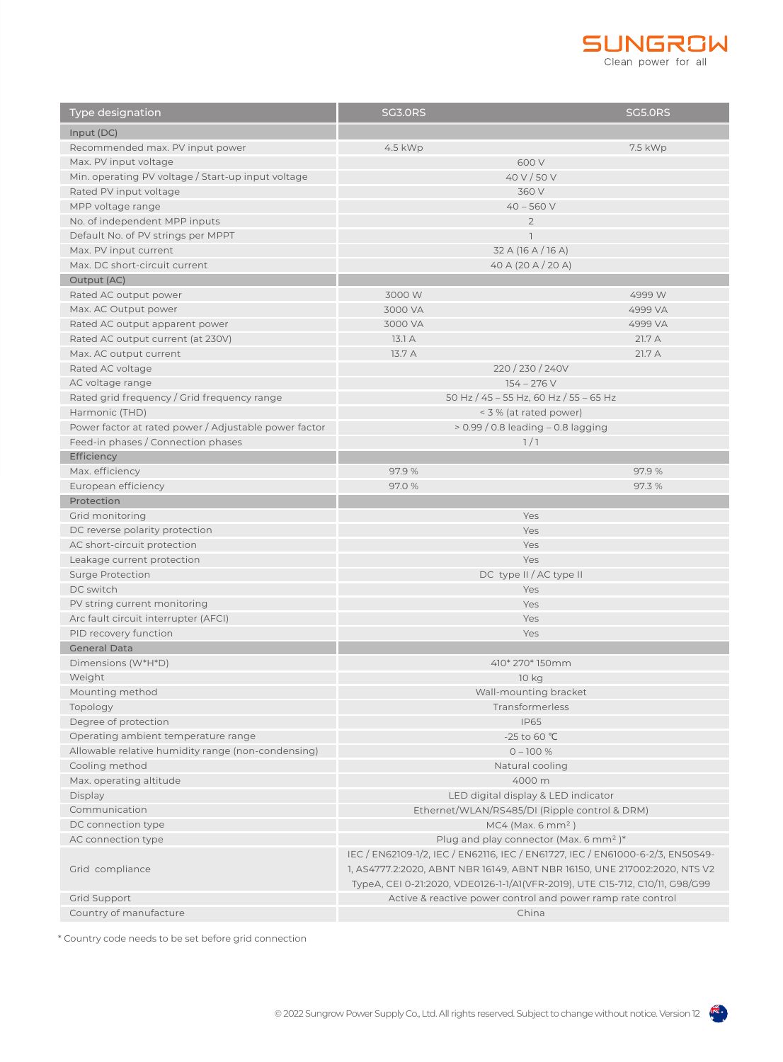| Type designation | SG3.0RS | SG5.0RS |
|---|---|---|
| **Input (DC)** | | |
| Recommended max. PV input power | 4.5 kWp | 7.5 kWp |
| Max. PV input voltage | 600 V | |
| Min. operating PV voltage / Start-up input voltage | 40 V / 50 V | |
| Rated PV input voltage | 360 V | |
| MPP voltage range | 40 – 560 V | |
| No. of independent MPP inputs | 2 | |
| Default No. of PV strings per MPPT | 1 | |
| Max. PV input current | 32 A (16 A / 16 A) | |
| Max. DC short-circuit current | 40 A (20 A / 20 A) | |
| **Output (AC)** | | |
| Rated AC output power | 3000 W | 4999 W |
| Max. AC Output power | 3000 VA | 4999 VA |
| Rated AC output apparent power | 3000 VA | 4999 VA |
| Rated AC output current (at 230V) | 13.1 A | 21.7 A |
| Max. AC output current | 13.7 A | 21.7 A |
| Rated AC voltage | 220 / 230 / 240V | |
| AC voltage range | 154 – 276 V | |
| Rated grid frequency / Grid frequency range | 50 Hz / 45 – 55 Hz, 60 Hz / 55 – 65 Hz | |
| Harmonic (THD) | < 3 % (at rated power) | |
| Power factor at rated power / Adjustable power factor | > 0.99 / 0.8 leading – 0.8 lagging | |
| Feed-in phases / Connection phases | 1 / 1 | |
| **Efficiency** | | |
| Max. efficiency | 97.9 % | 97.9 % |
| European efficiency | 97.0 % | 97.3 % |
| **Protection** | | |
| Grid monitoring | Yes | |
| DC reverse polarity protection | Yes | |
| AC short-circuit protection | Yes | |
| Leakage current protection | Yes | |
| Surge Protection | DC type II / AC type II | |
| DC switch | Yes | |
| PV string current monitoring | Yes | |
| Arc fault circuit interrupter (AFCI) | Yes | |
| PID recovery function | Yes | |
| **General Data** | | |
| Dimensions (W*H*D) | 410* 270* 150mm | |
| Weight | 10 kg | |
| Mounting method | Wall-mounting bracket | |
| Topology | Transformerless | |
| Degree of protection | IP65 | |
| Operating ambient temperature range | -25 to 60 ℃ | |
| Allowable relative humidity range (non-condensing) | 0 – 100 % | |
| Cooling method | Natural cooling | |
| Max. operating altitude | 4000 m | |
| Display | LED digital display & LED indicator | |
| Communication | Ethernet/WLAN/RS485/DI (Ripple control & DRM) | |
| DC connection type | MC4 (Max. 6 mm²) | |
| AC connection type | Plug and play connector (Max. 6 mm²)* | |
| Grid compliance | IEC / EN62109-1/2, IEC / EN62116, IEC / EN61727, IEC / EN61000-6-2/3, EN50549-1, AS4777.2:2020, ABNT NBR 16149, ABNT NBR 16150, UNE 217002:2020, NTS V2 TypeA, CEI 0-21:2020, VDE0126-1-1/A1(VFR-2019), UTE C15-712, C10/11, G98/G99 | |
| Grid Support | Active & reactive power control and power ramp rate control | |
| Country of manufacture | China | |

* Country code needs to be set before grid connection

© 2022 Sungrow Power Supply Co., Ltd. All rights reserved. Subject to change without notice. Version 12